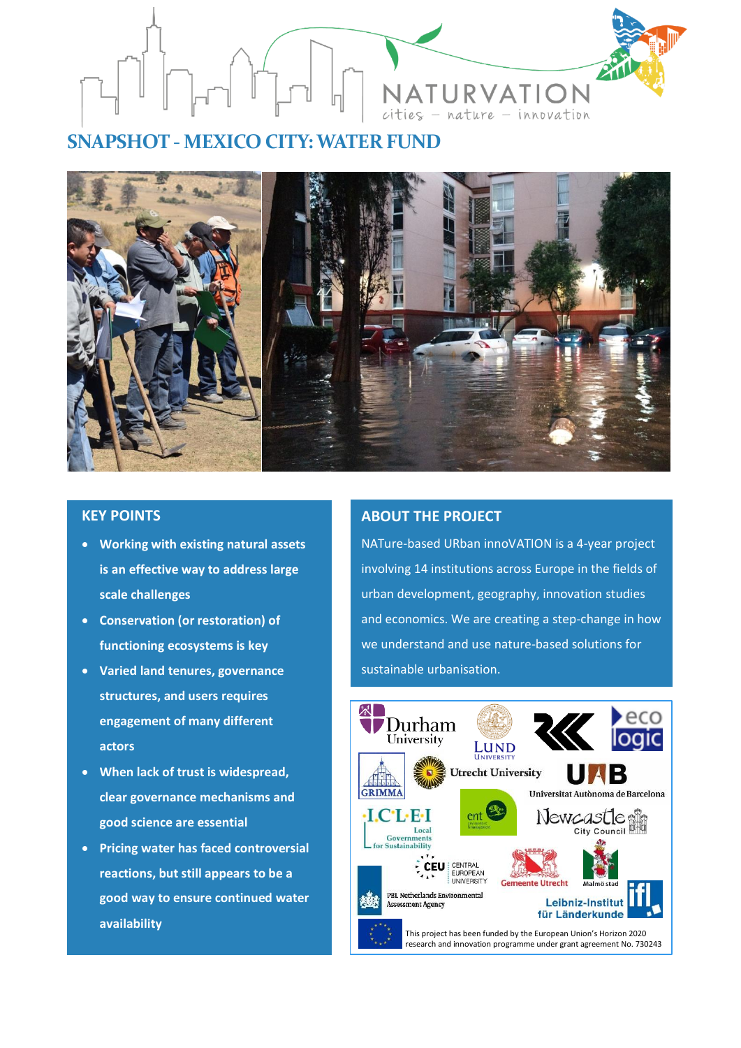# SNAPSHOT - MEXICO CITY: WATER FUND

## KEY POINTS

- **Working with existing natural assets is an effective way to address large scale challenges**
- **Conservation (or restoration) of functioning ecosystems is key**
- **Varied land tenures, governance structures, and users requires engagement of many different actors**
- **When lack of trust is widespread, clear governance mechanisms and good science are essential**
- **Pricing water has faced controversial reactions, but still appears to be a good way to ensure continued water availability**

## ABOUT THE PROJECT

NATure-based URban innoVATION is a 4-year project involving 14 institutions across Europe in the fields of urban development, geography, innovation studies and economics. We are creating a step-change in how we understand and use nature-based solutions for sustainable urbanisation.

This project has been funded by the European Union's Horizon 2020 research and innovation programme under grant agreement No. 730243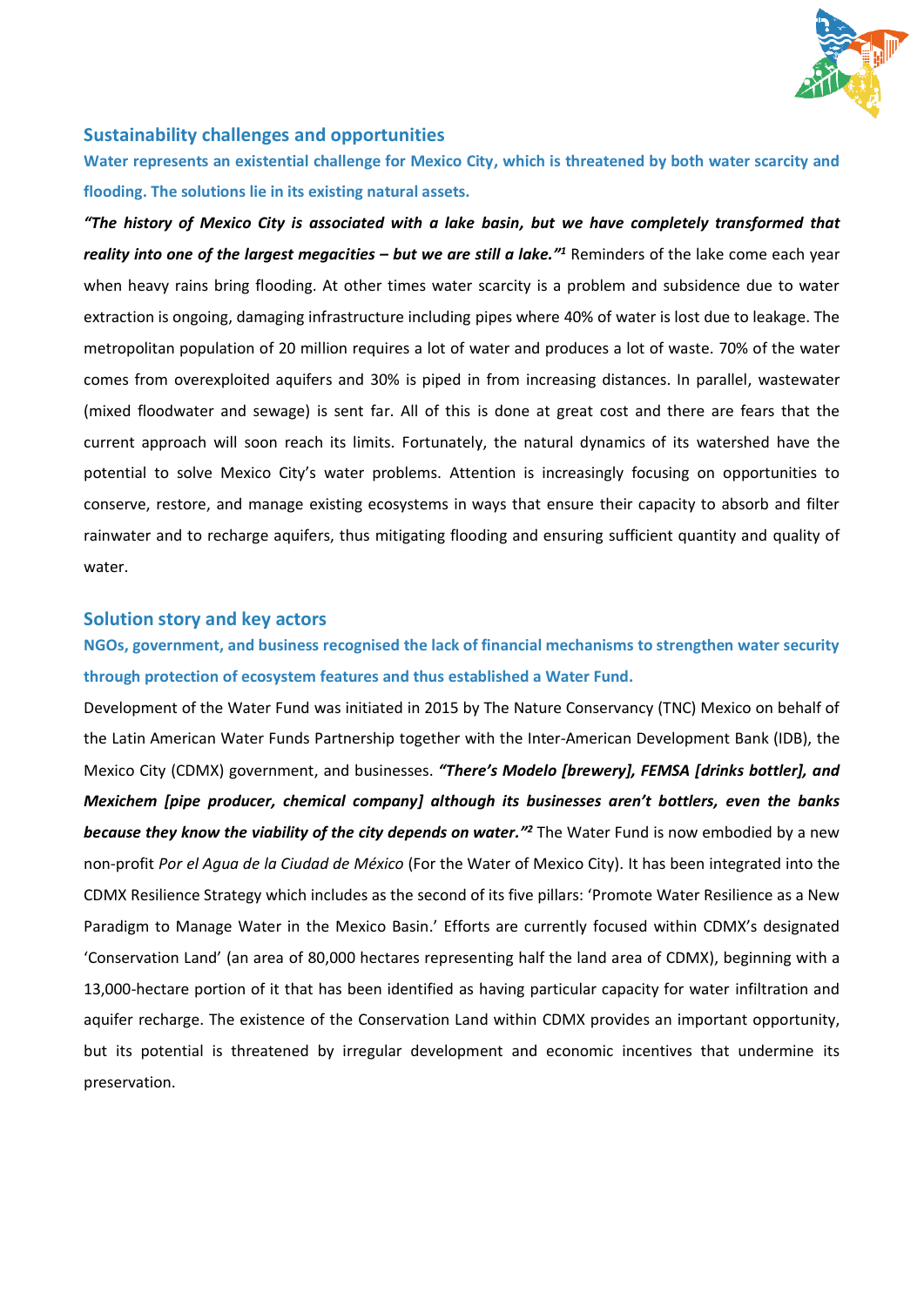## Sustainability challenges and opportunities

**Water represents an existential challenge for Mexico City, which is threatened by both water scarcity and flooding. The solutions lie in its existing natural assets.**

***"The history of Mexico City is associated with a lake basin, but we have completely transformed that reality into one of the largest megacities – but we are still a lake."*[1]** Reminders of the lake come each year when heavy rains bring flooding. At other times water scarcity is a problem and subsidence due to water extraction is ongoing, damaging infrastructure including pipes where 40% of water is lost due to leakage. The metropolitan population of 20 million requires a lot of water and produces a lot of waste. 70% of the water comes from overexploited aquifers and 30% is piped in from increasing distances. In parallel, wastewater (mixed floodwater and sewage) is sent far. All of this is done at great cost and there are fears that the current approach will soon reach its limits. Fortunately, the natural dynamics of its watershed have the potential to solve Mexico City's water problems. Attention is increasingly focusing on opportunities to conserve, restore, and manage existing ecosystems in ways that ensure their capacity to absorb and filter rainwater and to recharge aquifers, thus mitigating flooding and ensuring sufficient quantity and quality of water.

## Solution story and key actors

**NGOs, government, and business recognised the lack of financial mechanisms to strengthen water security through protection of ecosystem features and thus established a Water Fund.**

Development of the Water Fund was initiated in 2015 by The Nature Conservancy (TNC) Mexico on behalf of the Latin American Water Funds Partnership together with the Inter-American Development Bank (IDB), the Mexico City (CDMX) government, and businesses. ***"There's Modelo [brewery], FEMSA [drinks bottler], and Mexichem [pipe producer, chemical company] although its businesses aren't bottlers, even the banks because they know the viability of the city depends on water."*[2]** The Water Fund is now embodied by a new non-profit *Por el Agua de la Ciudad de México* (For the Water of Mexico City). It has been integrated into the CDMX Resilience Strategy which includes as the second of its five pillars: 'Promote Water Resilience as a New Paradigm to Manage Water in the Mexico Basin.' Efforts are currently focused within CDMX's designated 'Conservation Land' (an area of 80,000 hectares representing half the land area of CDMX), beginning with a 13,000-hectare portion of it that has been identified as having particular capacity for water infiltration and aquifer recharge. The existence of the Conservation Land within CDMX provides an important opportunity, but its potential is threatened by irregular development and economic incentives that undermine its preservation.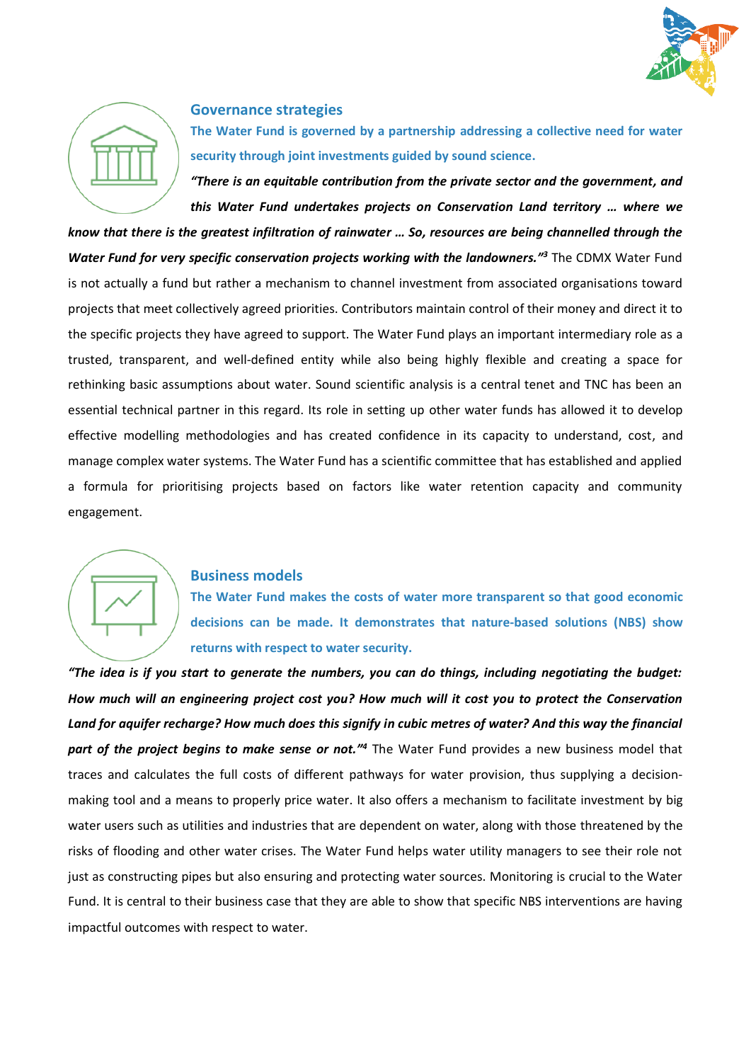## Governance strategies

**The Water Fund is governed by a partnership addressing a collective need for water security through joint investments guided by sound science.**

***"There is an equitable contribution from the private sector and the government, and this Water Fund undertakes projects on Conservation Land territory … where we know that there is the greatest infiltration of rainwater … So, resources are being channelled through the Water Fund for very specific conservation projects working with the landowners."[3]*** The CDMX Water Fund is not actually a fund but rather a mechanism to channel investment from associated organisations toward projects that meet collectively agreed priorities. Contributors maintain control of their money and direct it to the specific projects they have agreed to support. The Water Fund plays an important intermediary role as a trusted, transparent, and well-defined entity while also being highly flexible and creating a space for rethinking basic assumptions about water. Sound scientific analysis is a central tenet and TNC has been an essential technical partner in this regard. Its role in setting up other water funds has allowed it to develop effective modelling methodologies and has created confidence in its capacity to understand, cost, and manage complex water systems. The Water Fund has a scientific committee that has established and applied a formula for prioritising projects based on factors like water retention capacity and community engagement.

## Business models

**The Water Fund makes the costs of water more transparent so that good economic decisions can be made. It demonstrates that nature-based solutions (NBS) show returns with respect to water security.**

***"The idea is if you start to generate the numbers, you can do things, including negotiating the budget: How much will an engineering project cost you? How much will it cost you to protect the Conservation Land for aquifer recharge? How much does this signify in cubic metres of water? And this way the financial part of the project begins to make sense or not."[4]*** The Water Fund provides a new business model that traces and calculates the full costs of different pathways for water provision, thus supplying a decision-making tool and a means to properly price water. It also offers a mechanism to facilitate investment by big water users such as utilities and industries that are dependent on water, along with those threatened by the risks of flooding and other water crises. The Water Fund helps water utility managers to see their role not just as constructing pipes but also ensuring and protecting water sources. Monitoring is crucial to the Water Fund. It is central to their business case that they are able to show that specific NBS interventions are having impactful outcomes with respect to water.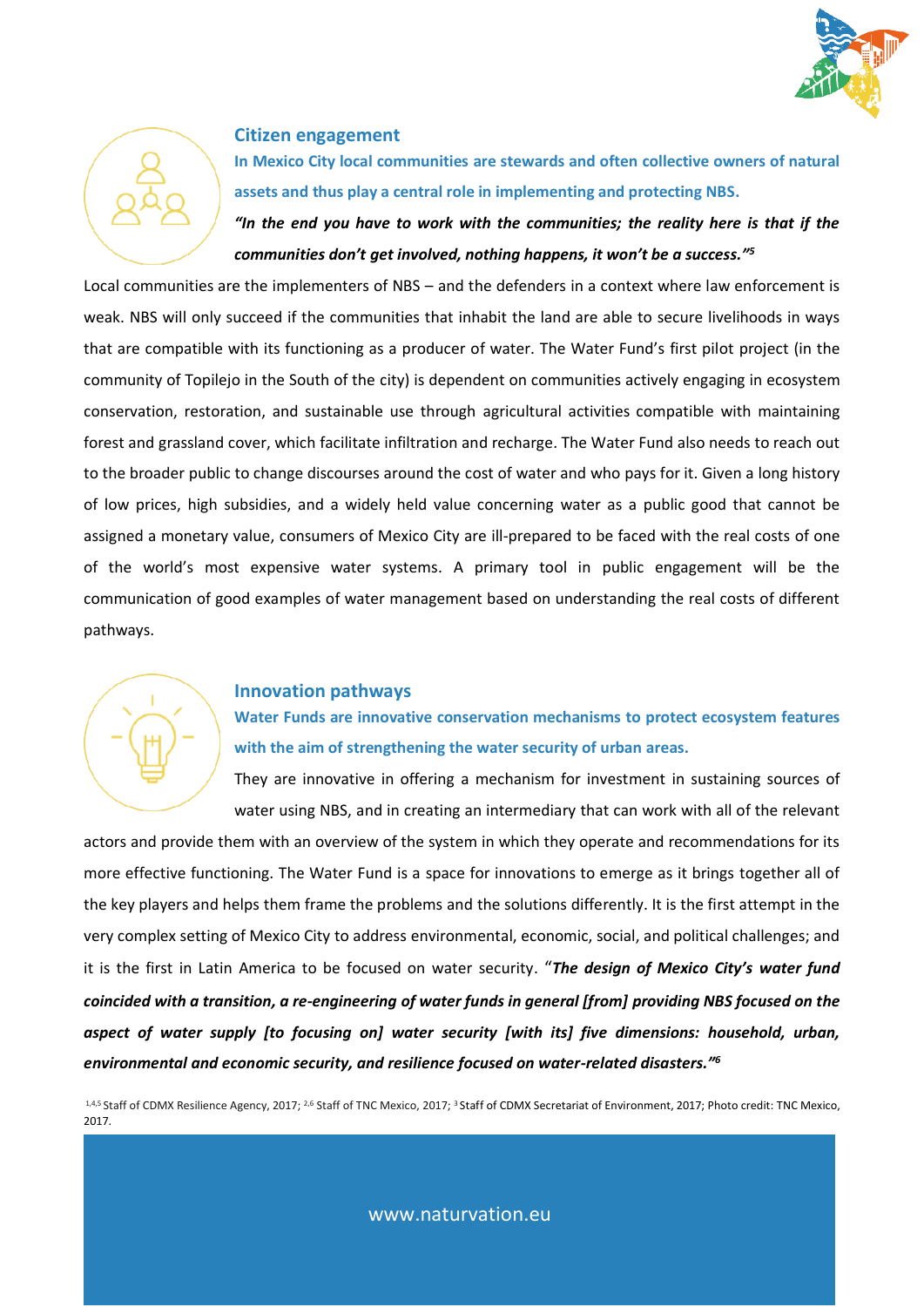## Citizen engagement

**In Mexico City local communities are stewards and often collective owners of natural assets and thus play a central role in implementing and protecting NBS.**

***"In the end you have to work with the communities; the reality here is that if the communities don't get involved, nothing happens, it won't be a success."[5]***

Local communities are the implementers of NBS – and the defenders in a context where law enforcement is weak. NBS will only succeed if the communities that inhabit the land are able to secure livelihoods in ways that are compatible with its functioning as a producer of water. The Water Fund's first pilot project (in the community of Topilejo in the South of the city) is dependent on communities actively engaging in ecosystem conservation, restoration, and sustainable use through agricultural activities compatible with maintaining forest and grassland cover, which facilitate infiltration and recharge. The Water Fund also needs to reach out to the broader public to change discourses around the cost of water and who pays for it. Given a long history of low prices, high subsidies, and a widely held value concerning water as a public good that cannot be assigned a monetary value, consumers of Mexico City are ill-prepared to be faced with the real costs of one of the world's most expensive water systems. A primary tool in public engagement will be the communication of good examples of water management based on understanding the real costs of different pathways.

## Innovation pathways

**Water Funds are innovative conservation mechanisms to protect ecosystem features with the aim of strengthening the water security of urban areas.**

They are innovative in offering a mechanism for investment in sustaining sources of water using NBS, and in creating an intermediary that can work with all of the relevant actors and provide them with an overview of the system in which they operate and recommendations for its more effective functioning. The Water Fund is a space for innovations to emerge as it brings together all of the key players and helps them frame the problems and the solutions differently. It is the first attempt in the very complex setting of Mexico City to address environmental, economic, social, and political challenges; and it is the first in Latin America to be focused on water security. "***The design of Mexico City's water fund coincided with a transition, a re-engineering of water funds in general [from] providing NBS focused on the aspect of water supply [to focusing on] water security [with its] five dimensions: household, urban, environmental and economic security, and resilience focused on water-related disasters."[6]***

[1,4,5] Staff of CDMX Resilience Agency, 2017; [2,6] Staff of TNC Mexico, 2017; [3] Staff of CDMX Secretariat of Environment, 2017; Photo credit: TNC Mexico, 2017.

www.naturvation.eu